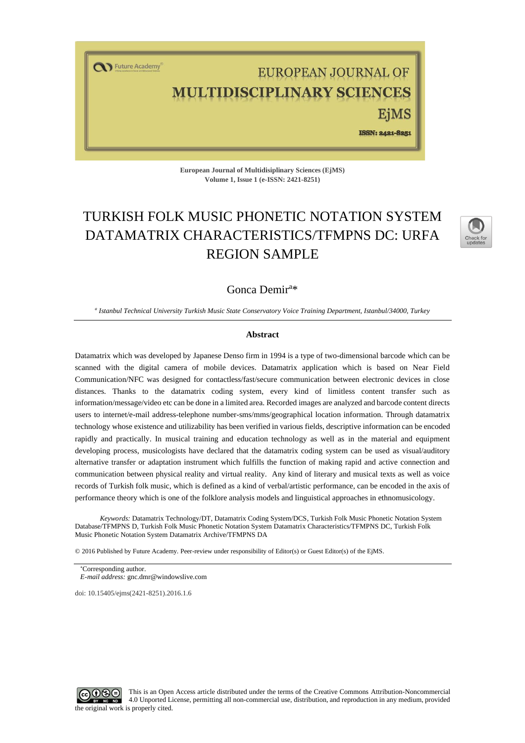European Journal of Multidisiplinary Sciences (EjMS)
Volume 1, Issue 1 (e-ISSN: 2421-8251)

# TURKISH FOLK MUSIC PHONETIC NOTATION SYSTEM DATAMATRIX CHARACTERISTICS/TFMPNS DC: URFA REGION SAMPLE

Gonca Demir[a]*

[a] *Istanbul Technical University Turkish Music State Conservatory Voice Training Department, Istanbul/34000, Turkey*

## Abstract

Datamatrix which was developed by Japanese Denso firm in 1994 is a type of two-dimensional barcode which can be scanned with the digital camera of mobile devices. Datamatrix application which is based on Near Field Communication/NFC was designed for contactless/fast/secure communication between electronic devices in close distances. Thanks to the datamatrix coding system, every kind of limitless content transfer such as information/message/video etc can be done in a limited area. Recorded images are analyzed and barcode content directs users to internet/e-mail address-telephone number-sms/mms/geographical location information. Through datamatrix technology whose existence and utilizability has been verified in various fields, descriptive information can be encoded rapidly and practically. In musical training and education technology as well as in the material and equipment developing process, musicologists have declared that the datamatrix coding system can be used as visual/auditory alternative transfer or adaptation instrument which fulfills the function of making rapid and active connection and communication between physical reality and virtual reality. Any kind of literary and musical texts as well as voice records of Turkish folk music, which is defined as a kind of verbal/artistic performance, can be encoded in the axis of performance theory which is one of the folklore analysis models and linguistical approaches in ethnomusicology.

*Keywords:* Datamatrix Technology/DT, Datamatrix Coding System/DCS, Turkish Folk Music Phonetic Notation System Database/TFMPNS D, Turkish Folk Music Phonetic Notation System Datamatrix Characteristics/TFMPNS DC, Turkish Folk Music Phonetic Notation System Datamatrix Archive/TFMPNS DA

© 2016 Published by Future Academy. Peer-review under responsibility of Editor(s) or Guest Editor(s) of the EjMS.

*Corresponding author.
*E-mail address:* gnc.dmr@windowslive.com

doi: 10.15405/ejms(2421-8251).2016.1.6

This is an Open Access article distributed under the terms of the Creative Commons Attribution-Noncommercial 4.0 Unported License, permitting all non-commercial use, distribution, and reproduction in any medium, provided the original work is properly cited.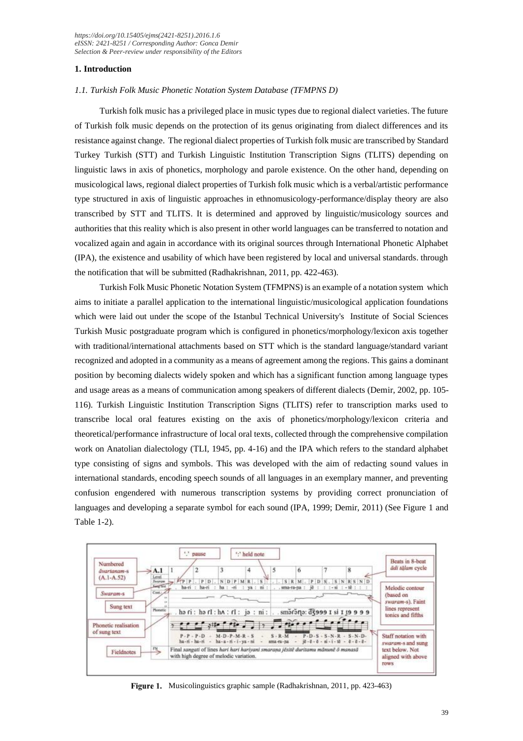https://doi.org/10.15405/ejms(2421-8251).2016.1.6
eISSN: 2421-8251 / Corresponding Author: Gonca Demir
Selection & Peer-review under responsibility of the Editors

## 1. Introduction

### 1.1. Turkish Folk Music Phonetic Notation System Database (TFMPNS D)

Turkish folk music has a privileged place in music types due to regional dialect varieties. The future of Turkish folk music depends on the protection of its genus originating from dialect differences and its resistance against change. The regional dialect properties of Turkish folk music are transcribed by Standard Turkey Turkish (STT) and Turkish Linguistic Institution Transcription Signs (TLITS) depending on linguistic laws in axis of phonetics, morphology and parole existence. On the other hand, depending on musicological laws, regional dialect properties of Turkish folk music which is a verbal/artistic performance type structured in axis of linguistic approaches in ethnomusicology-performance/display theory are also transcribed by STT and TLITS. It is determined and approved by linguistic/musicology sources and authorities that this reality which is also present in other world languages can be transferred to notation and vocalized again and again in accordance with its original sources through International Phonetic Alphabet (IPA), the existence and usability of which have been registered by local and universal standards. through the notification that will be submitted (Radhakrishnan, 2011, pp. 422-463).

Turkish Folk Music Phonetic Notation System (TFMPNS) is an example of a notation system which aims to initiate a parallel application to the international linguistic/musicological application foundations which were laid out under the scope of the Istanbul Technical University's Institute of Social Sciences Turkish Music postgraduate program which is configured in phonetics/morphology/lexicon axis together with traditional/international attachments based on STT which is the standard language/standard variant recognized and adopted in a community as a means of agreement among the regions. This gains a dominant position by becoming dialects widely spoken and which has a significant function among language types and usage areas as a means of communication among speakers of different dialects (Demir, 2002, pp. 105-116). Turkish Linguistic Institution Transcription Signs (TLITS) refer to transcription marks used to transcribe local oral features existing on the axis of phonetics/morphology/lexicon criteria and theoretical/performance infrastructure of local oral texts, collected through the comprehensive compilation work on Anatolian dialectology (TLI, 1945, pp. 4-16) and the IPA which refers to the standard alphabet type consisting of signs and symbols. This was developed with the aim of redacting sound values in international standards, encoding speech sounds of all languages in an exemplary manner, and preventing confusion engendered with numerous transcription systems by providing correct pronunciation of languages and developing a separate symbol for each sound (IPA, 1999; Demir, 2011) (See Figure 1 and Table 1-2).

**Figure 1.** Musicolinguistics graphic sample (Radhakrishnan, 2011, pp. 423-463)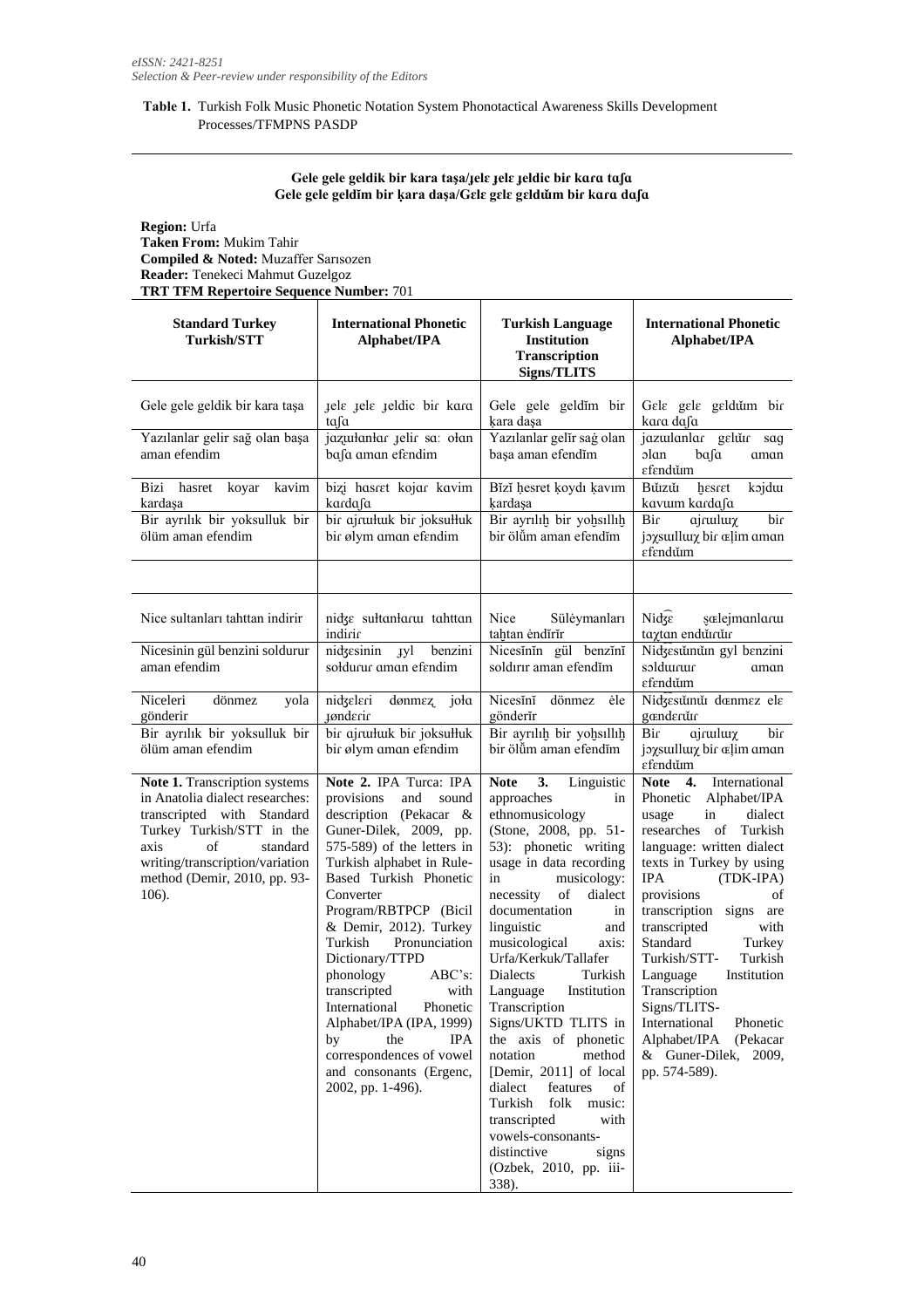*eISSN: 2421-8251*
*Selection & Peer-review under responsibility of the Editors*

**Table 1.** Turkish Folk Music Phonetic Notation System Phonotactical Awareness Skills Development Processes/TFMPNS PASDP

**Gele gele geldik bir kara taşa/ɟelɛ ɟelɛ ɟeldic bir kɑɾɑ tɑʃɑ**
**Gele gele geldĭm bir ķara daşa/Gɛlɛ gɛlɛ gɛldŭ̆m bir kɑɾɑ dɑʃɑ**

**Region:** Urfa
**Taken From:** Mukim Tahir
**Compiled & Noted:** Muzaffer Sarısozen
**Reader:** Tenekeci Mahmut Guzelgoz
**TRT TFM Repertoire Sequence Number:** 701

| Standard Turkey Turkish/STT | International Phonetic Alphabet/IPA | Turkish Language Institution Transcription Signs/TLITS | International Phonetic Alphabet/IPA |
|---|---|---|---|
| Gele gele geldik bir kara taşa | ɟelɛ ɟelɛ ɟeldic biɾ kɑɾɑ tɑʃɑ | Gele gele geldĭm bir ķara daşa | Gɛlɛ gɛlɛ gɛldŭ̆m biɾ kɑɾɑ dɑʃɑ |
| Yazılanlar gelir sağ olan başa aman efendim | jɑzɯɫɑnɫɑɾ ɟeliɾ sɑː oɫɑn bɑʃɑ ɑmɑn efɛndim | Yazılanlar gelĭr saġ olan başa aman efendĭm | jɑzɯlɑnlɑɾ gɛlŭ̆ɾ sɑɢ ɔlɑn bɑʃɑ ɑmɑn ɛfɛndŭ̆m |
| Bizi hasret koyar kavim kardaşa | bizi hasrɛt kojɑɾ kɑvim kɑɾdɑʃɑ | Bĭzĭ ḥesret ķoydı ķavım ķardaşa | Bŭ̆zŭ̆ ḫɛsrɛt kɔjdɯ kɑvɯm kɑɾdɑʃɑ |
| Bir ayrılık bir yoksulluk bir ölüm aman efendim | biɾ ɑjɾɯɫɯk biɾ joksuɫɫuk biɾ ølym ɑmɑn efɛndim | Bir ayrılıḫ bir yoḫsıllıḫ bir ölǖm aman efendĭm | Biɾ ɑjɾɯlɯχ biɾ jɔχsɯllɯχ biɾ œl̥im ɑmɑn ɛfɛndŭ̆m |
| | | | |
| Nice sultanları tahttan indirir | nidʒɛ suɫtɑnɫɑɾɯ tɑhttɑn indiɾiɾ | Nice Süleymanları taḫtan endĭrĭr | Nid͡ʒɛ ʂœlejmɑnlɑɾɯ tɑχtɑn endŭ̆ɾŭ̆ɾ |
| Nicesinin gül benzini soldurur aman efendim | nidʒɛsinin ɟyl benzini soɫduɾuɾ ɑmɑn efɛndim | Nicesĭnĭn gül benzĭnĭ soldırır aman efendĭm | Nidʒɛsŭ̆nŭ̆n gyl bɛnzini sɔldɯɾɯɾ ɑmɑn ɛfɛndŭ̆m |
| Niceleri dönmez yola gönderir | nidʒelɛɾi dønmɛz̢ joɫɑ ɟøndɛɾiɾ | Nicesĭnĭ dönmez ėle gönderĭr | Nidʒɛsŭ̆nŭ̆ dœnmɛz elɛ gœndɛɾŭ̆ɾ |
| Bir ayrılık bir yoksulluk bir ölüm aman efendim | biɾ ɑjɾɯɫɯk biɾ joksuɫɫuk biɾ ølym ɑmɑn efɛndim | Bir ayrılıḫ bir yoḫsıllıḫ bir ölǖm aman efendĭm | Biɾ ɑjɾɯlɯχ biɾ jɔχsɯllɯχ biɾ œl̥im ɑmɑn ɛfɛndŭ̆m |
| **Note 1.** Transcription systems in Anatolia dialect researches: transcripted with Standard Turkey Turkish/STT in the axis of standard writing/transcription/variation method (Demir, 2010, pp. 93-106). | **Note 2.** IPA Turca: IPA provisions and sound description (Pekacar & Guner-Dilek, 2009, pp. 575-589) of the letters in Turkish alphabet in Rule-Based Turkish Phonetic Converter Program/RBTPCP (Bicil & Demir, 2012). Turkey Turkish Pronunciation Dictionary/TTPD phonology ABC's: transcripted with International Phonetic Alphabet/IPA (IPA, 1999) by the IPA correspondences of vowel and consonants (Ergenc, 2002, pp. 1-496). | **Note 3.** Linguistic approaches in ethnomusicology (Stone, 2008, pp. 51-53): phonetic writing usage in data recording in musicology: necessity of dialect documentation in linguistic and musicological axis: Urfa/Kerkuk/Tallafer Dialects Turkish Language Institution Transcription Signs/UKTD TLITS in the axis of phonetic notation method [Demir, 2011] of local dialect features of Turkish folk music: transcripted with vowels-consonants-distinctive signs (Ozbek, 2010, pp. iii-338). | **Note 4.** International Phonetic Alphabet/IPA usage in dialect researches of Turkish language: written dialect texts in Turkey by using IPA (TDK-IPA) provisions of transcription signs are transcripted with Standard Turkey Turkish/STT- Turkish Language Institution Transcription Signs/TLITS-International Phonetic Alphabet/IPA (Pekacar & Guner-Dilek, 2009, pp. 574-589). |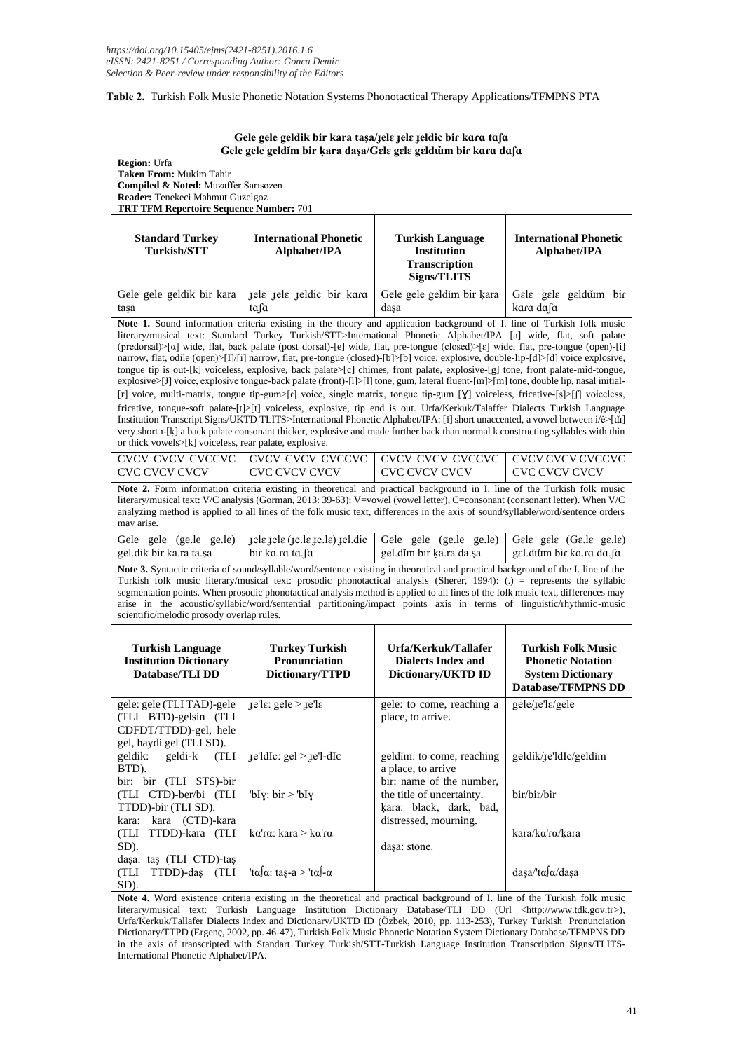**Table 2.** Turkish Folk Music Phonetic Notation Systems Phonotactical Therapy Applications/TFMPNS PTA

**Gele gele geldik bir kara taşa/ɟelɛ ɟelɛ ɟeldic bir kɑɾɑ tɑʃɑ**
**Gele gele geldĭm bir ķara daşa/Gɛlɛ gɛlɛ gɛldŭm bir kɑɾɑ dɑʃɑ**

**Region:** Urfa
**Taken From:** Mukim Tahir
**Compiled & Noted:** Muzaffer Sarısozen
**Reader:** Tenekeci Mahmut Guzelgoz
**TRT TFM Repertoire Sequence Number:** 701

| Standard Turkey Turkish/STT | International Phonetic Alphabet/IPA | Turkish Language Institution Transcription Signs/TLITS | International Phonetic Alphabet/IPA |
|---|---|---|---|
| Gele gele geldik bir kara taşa | ɟelɛ ɟelɛ ɟeldic biɾ kɑɾɑ tɑʃɑ | Gele gele geldĭm bir ķara daşa | Gɛlɛ gɛlɛ gɛldŭm biɾ kɑɾɑ dɑʃɑ |

**Note 1.** Sound information criteria existing in the theory and application background of I. line of Turkish folk music literary/musical text: Standard Turkey Turkish/STT>International Phonetic Alphabet/IPA [a] wide, flat, soft palate (predorsal)>[ɑ] wide, flat, back palate (post dorsal)-[e] wide, flat, pre-tongue (closed)>[ɛ] wide, flat, pre-tongue (open)-[i] narrow, flat, odile (open)>[I]/[i] narrow, flat, pre-tongue (closed)-[b]>[b] voice, explosive, double-lip-[d]>[d] voice explosive, tongue tip is out-[k] voiceless, explosive, back palate>[c] chimes, front palate, explosive-[g] tone, front palate-mid-tongue, explosive>[J] voice, explosive tongue-back palate (front)-[l]>[l] tone, gum, lateral fluent-[m]>[m] tone, double lip, nasal initial-[r] voice, multi-matrix, tongue tip-gum>[ɾ] voice, single matrix, tongue tip-gum [Ɣ] voiceless, fricative-[ş]>[ʃ] voiceless, fricative, tongue-soft palate-[t]>[t] voiceless, explosive, tip end is out. Urfa/Kerkuk/Talaffer Dialects Turkish Language Institution Transcript Signs/UKTD TLITS>International Phonetic Alphabet/IPA: [ĭ] short unaccented, a vowel between i/ė>[ŭ] very short ı-[ķ] a back palate consonant thicker, explosive and made further back than normal k constructing syllables with thin or thick vowels>[k] voiceless, rear palate, explosive.

| CVCV CVCV CVCCVC CVC CVCV CVCV | CVCV CVCV CVCCVC CVC CVCV CVCV | CVCV CVCV CVCCVC CVC CVCV CVCV | CVCV CVCV CVCCVC CVC CVCV CVCV |
|---|---|---|---|

**Note 2.** Form information criteria existing in theoretical and practical background in I. line of the Turkish folk music literary/musical text: V/C analysis (Gorman, 2013: 39-63): V=vowel (vowel letter), C=consonant (consonant letter). When V/C analyzing method is applied to all lines of the folk music text, differences in the axis of sound/syllable/word/sentence orders may arise.

| Gele gele (ge.le ge.le) gel.dik bir ka.ra ta.şa | ɟelɛ ɟelɛ (ɟe.lɛ ɟe.lɛ) ɟel.dic biɾ kɑ.ɾɑ tɑ.ʃɑ | Gele gele (ge.le ge.le) gel.dĭm bir ķa.ra da.şa | Gɛlɛ gɛlɛ (Gɛ.lɛ gɛ.lɛ) gɛl.dŭm biɾ kɑ.ɾɑ dɑ.ʃɑ |
|---|---|---|---|

**Note 3.** Syntactic criteria of sound/syllable/word/sentence existing in theoretical and practical background of the I. line of the Turkish folk music literary/musical text: prosodic phonotactical analysis (Sherer, 1994): (.) = represents the syllabic segmentation points. When prosodic phonotactical analysis method is applied to all lines of the folk music text, differences may arise in the acoustic/syllabic/word/sentential partitioning/impact points axis in terms of linguistic/rhythmic-music scientific/melodic prosody overlap rules.

| Turkish Language Institution Dictionary Database/TLI DD | Turkey Turkish Pronunciation Dictionary/TTPD | Urfa/Kerkuk/Tallafer Dialects Index and Dictionary/UKTD ID | Turkish Folk Music Phonetic Notation System Dictionary Database/TFMPNS DD |
|---|---|---|---|
| gele: gele (TLI TAD)-gele (TLI BTD)-gelsin (TLI CDFDT/TTDD)-gel, hele gel, haydi gel (TLI SD). | ɟe'lɛ: gele > ɟe'lɛ | gele: to come, reaching a place, to arrive. | gele/ɟe'lɛ/gele |
| geldik: geldi-k (TLI BTD). | ɟe'ldIc: gel > ɟe'l-dIc | geldĭm: to come, reaching a place, to arrive | geldik/ɟe'ldIc/geldĭm |
| bir: bir (TLI STS)-bir (TLI CTD)-ber/bi (TLI TTDD)-bir (TLI SD). | 'bIɣ: bir > 'bIɣ | bir: name of the number, the title of uncertainty. | bir/bir/bir |
| kara: kara (CTD)-kara (TLI TTDD)-kara (TLI SD). | kɑ'ɾɑ: kara > kɑ'ɾɑ | ķara: black, dark, bad, distressed, mourning. | kara/kɑ'ɾɑ/ķara |
| daşa: taş (TLI CTD)-taş (TLI TTDD)-daş (TLI SD). | 'tɑʃɑ: taş-a > 'tɑʃ-ɑ | daşa: stone. | daşa/'tɑʃɑ/daşa |

**Note 4.** Word existence criteria existing in the theoretical and practical background of I. line of the Turkish folk music literary/musical text: Turkish Language Institution Dictionary Database/TLI DD (Url <http://www.tdk.gov.tr>), Urfa/Kerkuk/Tallafer Dialects Index and Dictionary/UKTD ID (Özbek, 2010, pp. 113-253), Turkey Turkish Pronunciation Dictionary/TTPD (Ergenç, 2002, pp. 46-47), Turkish Folk Music Phonetic Notation System Dictionary Database/TFMPNS DD in the axis of transcripted with Standart Turkey Turkish/STT-Turkish Language Institution Transcription Signs/TLITS-International Phonetic Alphabet/IPA.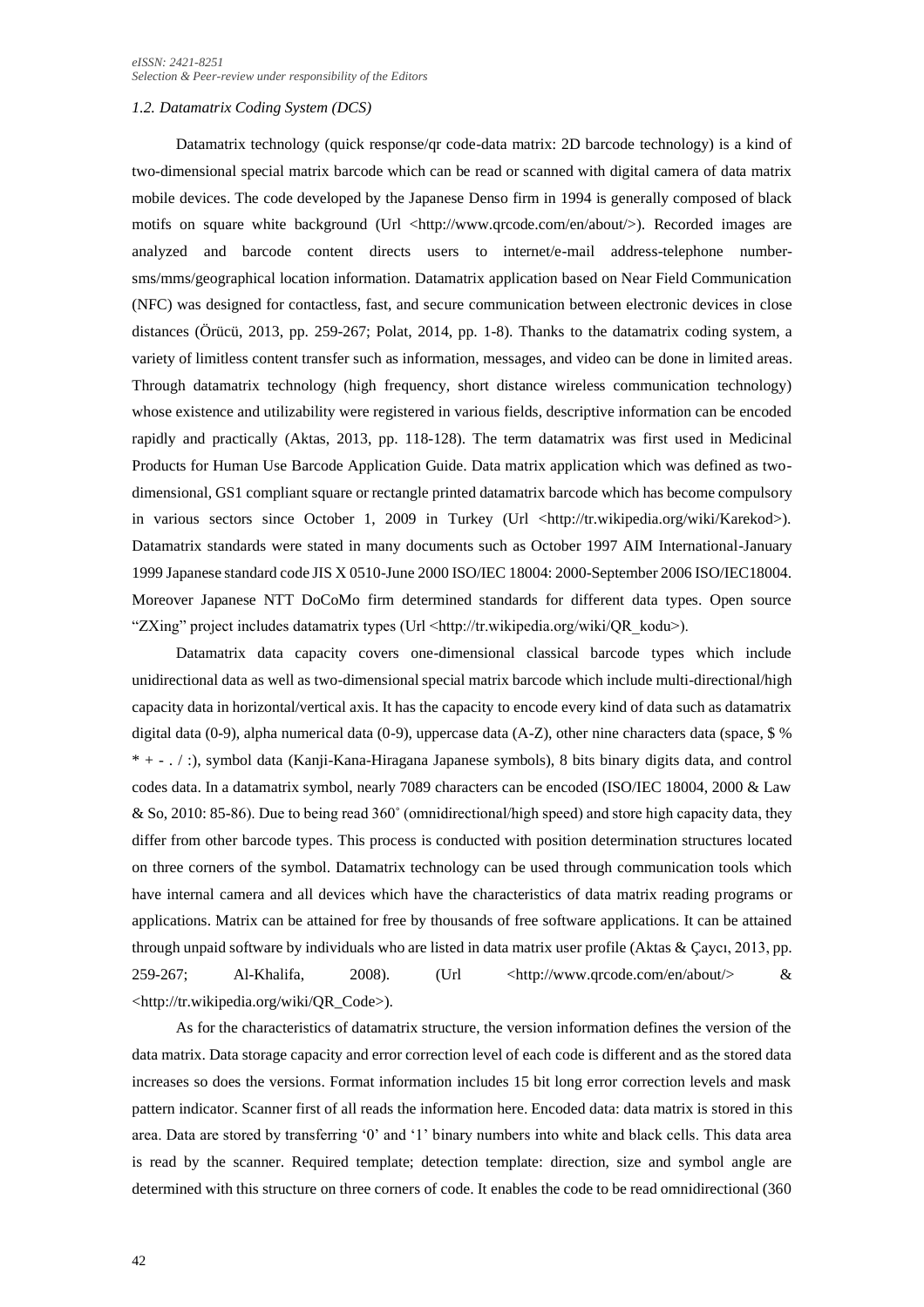### *1.2. Datamatrix Coding System (DCS)*

Datamatrix technology (quick response/qr code-data matrix: 2D barcode technology) is a kind of two-dimensional special matrix barcode which can be read or scanned with digital camera of data matrix mobile devices. The code developed by the Japanese Denso firm in 1994 is generally composed of black motifs on square white background (Url <http://www.qrcode.com/en/about/>). Recorded images are analyzed and barcode content directs users to internet/e-mail address-telephone number-sms/mms/geographical location information. Datamatrix application based on Near Field Communication (NFC) was designed for contactless, fast, and secure communication between electronic devices in close distances (Örücü, 2013, pp. 259-267; Polat, 2014, pp. 1-8). Thanks to the datamatrix coding system, a variety of limitless content transfer such as information, messages, and video can be done in limited areas. Through datamatrix technology (high frequency, short distance wireless communication technology) whose existence and utilizability were registered in various fields, descriptive information can be encoded rapidly and practically (Aktas, 2013, pp. 118-128). The term datamatrix was first used in Medicinal Products for Human Use Barcode Application Guide. Data matrix application which was defined as two-dimensional, GS1 compliant square or rectangle printed datamatrix barcode which has become compulsory in various sectors since October 1, 2009 in Turkey (Url <http://tr.wikipedia.org/wiki/Karekod>). Datamatrix standards were stated in many documents such as October 1997 AIM International-January 1999 Japanese standard code JIS X 0510-June 2000 ISO/IEC 18004: 2000-September 2006 ISO/IEC18004. Moreover Japanese NTT DoCoMo firm determined standards for different data types. Open source "ZXing" project includes datamatrix types (Url <http://tr.wikipedia.org/wiki/QR_kodu>).

Datamatrix data capacity covers one-dimensional classical barcode types which include unidirectional data as well as two-dimensional special matrix barcode which include multi-directional/high capacity data in horizontal/vertical axis. It has the capacity to encode every kind of data such as datamatrix digital data (0-9), alpha numerical data (0-9), uppercase data (A-Z), other nine characters data (space, $ % * + - . / :), symbol data (Kanji-Kana-Hiragana Japanese symbols), 8 bits binary digits data, and control codes data. In a datamatrix symbol, nearly 7089 characters can be encoded (ISO/IEC 18004, 2000 & Law & So, 2010: 85-86). Due to being read 360˚ (omnidirectional/high speed) and store high capacity data, they differ from other barcode types. This process is conducted with position determination structures located on three corners of the symbol. Datamatrix technology can be used through communication tools which have internal camera and all devices which have the characteristics of data matrix reading programs or applications. Matrix can be attained for free by thousands of free software applications. It can be attained through unpaid software by individuals who are listed in data matrix user profile (Aktas & Çaycı, 2013, pp. 259-267; Al-Khalifa, 2008). (Url <http://www.qrcode.com/en/about/> & <http://tr.wikipedia.org/wiki/QR_Code>).

As for the characteristics of datamatrix structure, the version information defines the version of the data matrix. Data storage capacity and error correction level of each code is different and as the stored data increases so does the versions. Format information includes 15 bit long error correction levels and mask pattern indicator. Scanner first of all reads the information here. Encoded data: data matrix is stored in this area. Data are stored by transferring '0' and '1' binary numbers into white and black cells. This data area is read by the scanner. Required template; detection template: direction, size and symbol angle are determined with this structure on three corners of code. It enables the code to be read omnidirectional (360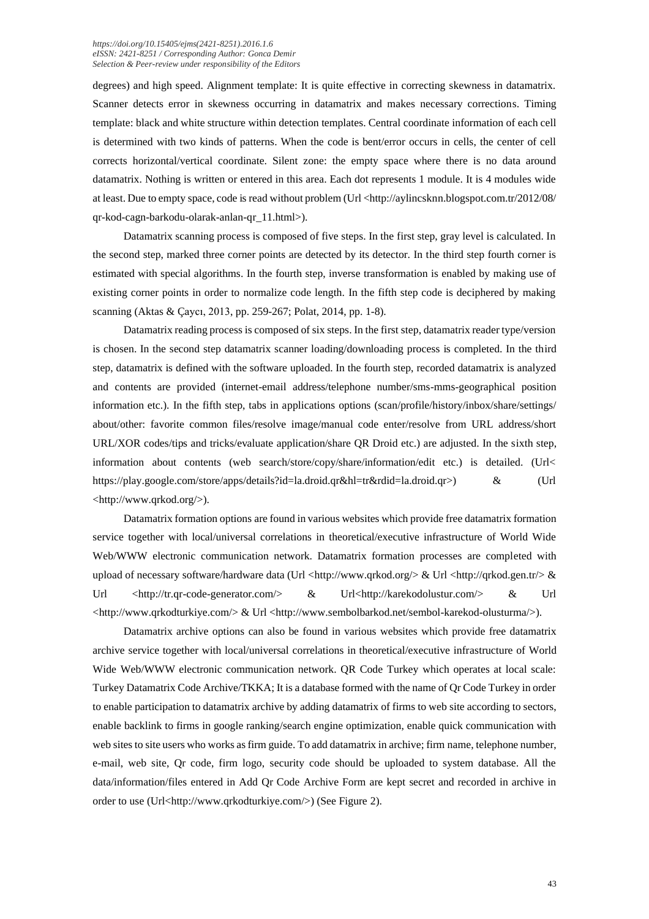degrees) and high speed. Alignment template: It is quite effective in correcting skewness in datamatrix. Scanner detects error in skewness occurring in datamatrix and makes necessary corrections. Timing template: black and white structure within detection templates. Central coordinate information of each cell is determined with two kinds of patterns. When the code is bent/error occurs in cells, the center of cell corrects horizontal/vertical coordinate. Silent zone: the empty space where there is no data around datamatrix. Nothing is written or entered in this area. Each dot represents 1 module. It is 4 modules wide at least. Due to empty space, code is read without problem (Url <http://aylincsknn.blogspot.com.tr/2012/08/qr-kod-cagn-barkodu-olarak-anlan-qr_11.html>).

Datamatrix scanning process is composed of five steps. In the first step, gray level is calculated. In the second step, marked three corner points are detected by its detector. In the third step fourth corner is estimated with special algorithms. In the fourth step, inverse transformation is enabled by making use of existing corner points in order to normalize code length. In the fifth step code is deciphered by making scanning (Aktas & Çaycı, 2013, pp. 259-267; Polat, 2014, pp. 1-8).

Datamatrix reading process is composed of six steps. In the first step, datamatrix reader type/version is chosen. In the second step datamatrix scanner loading/downloading process is completed. In the third step, datamatrix is defined with the software uploaded. In the fourth step, recorded datamatrix is analyzed and contents are provided (internet-email address/telephone number/sms-mms-geographical position information etc.). In the fifth step, tabs in applications options (scan/profile/history/inbox/share/settings/about/other: favorite common files/resolve image/manual code enter/resolve from URL address/short URL/XOR codes/tips and tricks/evaluate application/share QR Droid etc.) are adjusted. In the sixth step, information about contents (web search/store/copy/share/information/edit etc.) is detailed. (Url< https://play.google.com/store/apps/details?id=la.droid.qr&hl=tr&rdid=la.droid.qr>) & (Url <http://www.qrkod.org/>).

Datamatrix formation options are found in various websites which provide free datamatrix formation service together with local/universal correlations in theoretical/executive infrastructure of World Wide Web/WWW electronic communication network. Datamatrix formation processes are completed with upload of necessary software/hardware data (Url <http://www.qrkod.org/> & Url <http://qrkod.gen.tr/> & Url <http://tr.qr-code-generator.com/> & Url<http://karekodolustur.com/> & Url <http://www.qrkodturkiye.com/> & Url <http://www.sembolbarkod.net/sembol-karekod-olusturma/>).

Datamatrix archive options can also be found in various websites which provide free datamatrix archive service together with local/universal correlations in theoretical/executive infrastructure of World Wide Web/WWW electronic communication network. QR Code Turkey which operates at local scale: Turkey Datamatrix Code Archive/TKKA; It is a database formed with the name of Qr Code Turkey in order to enable participation to datamatrix archive by adding datamatrix of firms to web site according to sectors, enable backlink to firms in google ranking/search engine optimization, enable quick communication with web sites to site users who works as firm guide. To add datamatrix in archive; firm name, telephone number, e-mail, web site, Qr code, firm logo, security code should be uploaded to system database. All the data/information/files entered in Add Qr Code Archive Form are kept secret and recorded in archive in order to use (Url<http://www.qrkodturkiye.com/>) (See Figure 2).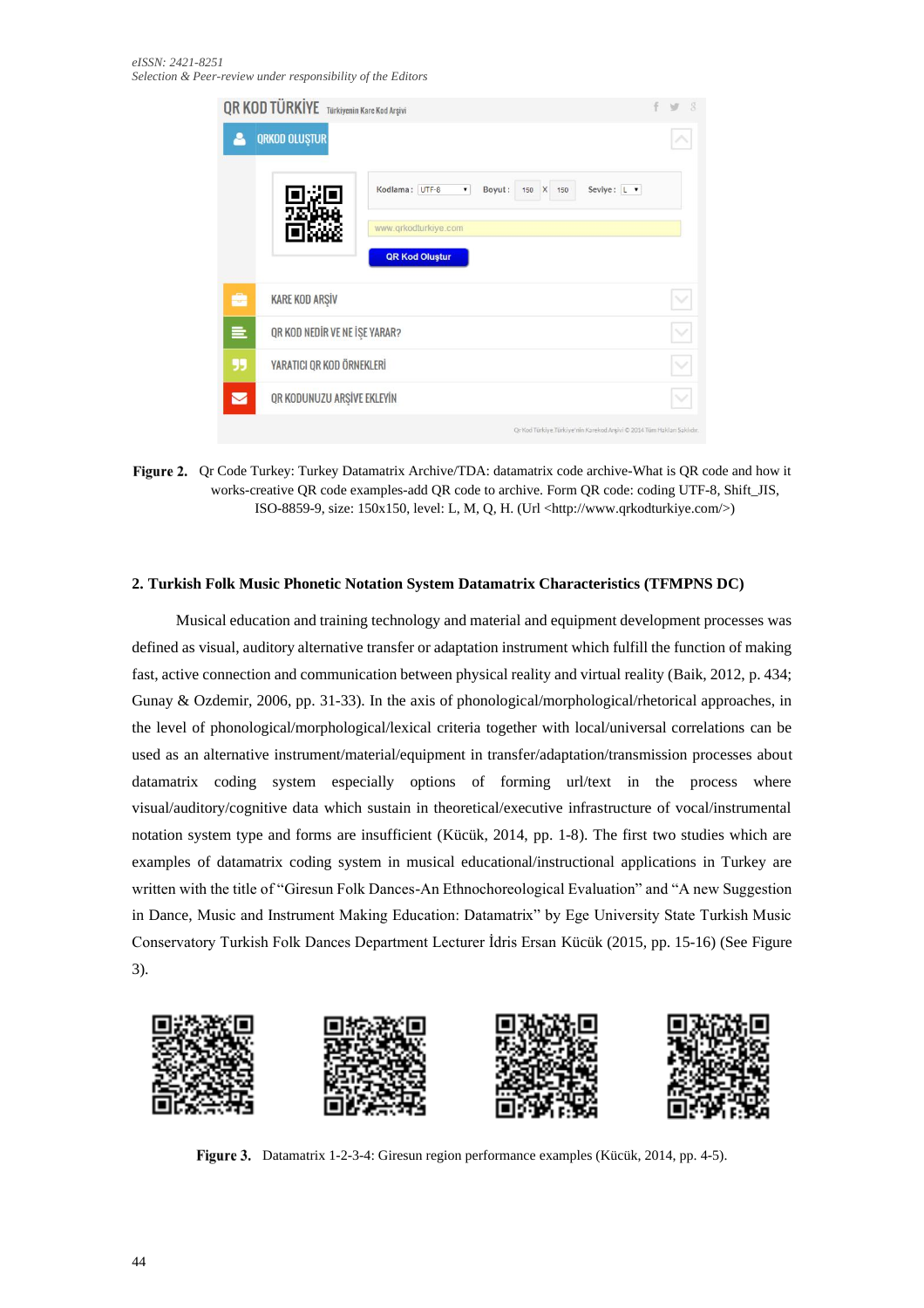Figure 2. Qr Code Turkey: Turkey Datamatrix Archive/TDA: datamatrix code archive-What is QR code and how it works-creative QR code examples-add QR code to archive. Form QR code: coding UTF-8, Shift_JIS, ISO-8859-9, size: 150x150, level: L, M, Q, H. (Url <http://www.qrkodturkiye.com/>)

## 2. Turkish Folk Music Phonetic Notation System Datamatrix Characteristics (TFMPNS DC)

Musical education and training technology and material and equipment development processes was defined as visual, auditory alternative transfer or adaptation instrument which fulfill the function of making fast, active connection and communication between physical reality and virtual reality (Baik, 2012, p. 434; Gunay & Ozdemir, 2006, pp. 31-33). In the axis of phonological/morphological/rhetorical approaches, in the level of phonological/morphological/lexical criteria together with local/universal correlations can be used as an alternative instrument/material/equipment in transfer/adaptation/transmission processes about datamatrix coding system especially options of forming url/text in the process where visual/auditory/cognitive data which sustain in theoretical/executive infrastructure of vocal/instrumental notation system type and forms are insufficient (Kücük, 2014, pp. 1-8). The first two studies which are examples of datamatrix coding system in musical educational/instructional applications in Turkey are written with the title of "Giresun Folk Dances-An Ethnochoreological Evaluation" and "A new Suggestion in Dance, Music and Instrument Making Education: Datamatrix" by Ege University State Turkish Music Conservatory Turkish Folk Dances Department Lecturer İdris Ersan Kücük (2015, pp. 15-16) (See Figure 3).

Figure 3. Datamatrix 1-2-3-4: Giresun region performance examples (Kücük, 2014, pp. 4-5).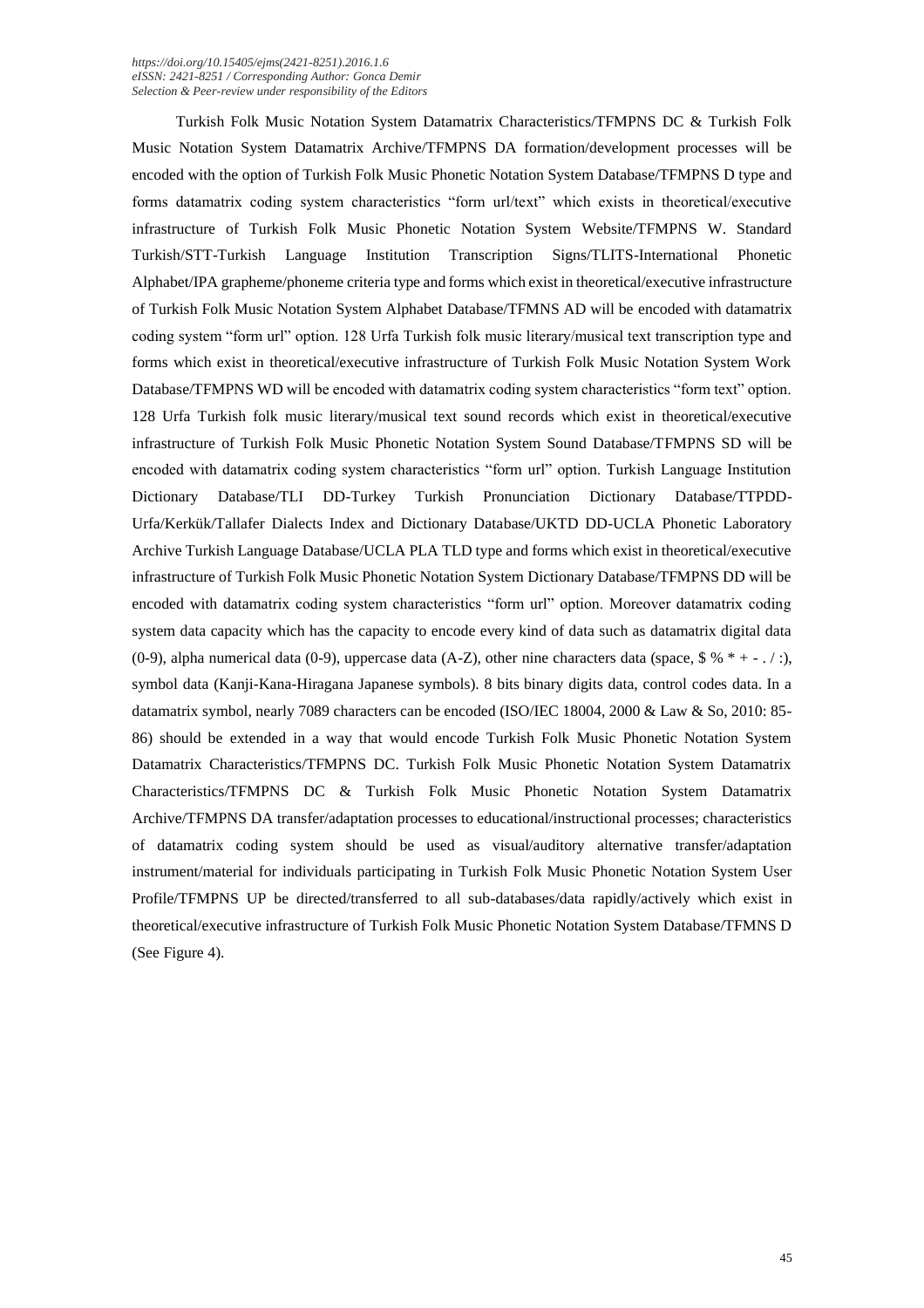Turkish Folk Music Notation System Datamatrix Characteristics/TFMPNS DC & Turkish Folk Music Notation System Datamatrix Archive/TFMPNS DA formation/development processes will be encoded with the option of Turkish Folk Music Phonetic Notation System Database/TFMPNS D type and forms datamatrix coding system characteristics "form url/text" which exists in theoretical/executive infrastructure of Turkish Folk Music Phonetic Notation System Website/TFMPNS W. Standard Turkish/STT-Turkish Language Institution Transcription Signs/TLITS-International Phonetic Alphabet/IPA grapheme/phoneme criteria type and forms which exist in theoretical/executive infrastructure of Turkish Folk Music Notation System Alphabet Database/TFMNS AD will be encoded with datamatrix coding system "form url" option. 128 Urfa Turkish folk music literary/musical text transcription type and forms which exist in theoretical/executive infrastructure of Turkish Folk Music Notation System Work Database/TFMPNS WD will be encoded with datamatrix coding system characteristics "form text" option. 128 Urfa Turkish folk music literary/musical text sound records which exist in theoretical/executive infrastructure of Turkish Folk Music Phonetic Notation System Sound Database/TFMPNS SD will be encoded with datamatrix coding system characteristics "form url" option. Turkish Language Institution Dictionary Database/TLI DD-Turkey Turkish Pronunciation Dictionary Database/TTPDD-Urfa/Kerkük/Tallafer Dialects Index and Dictionary Database/UKTD DD-UCLA Phonetic Laboratory Archive Turkish Language Database/UCLA PLA TLD type and forms which exist in theoretical/executive infrastructure of Turkish Folk Music Phonetic Notation System Dictionary Database/TFMPNS DD will be encoded with datamatrix coding system characteristics "form url" option. Moreover datamatrix coding system data capacity which has the capacity to encode every kind of data such as datamatrix digital data (0-9), alpha numerical data (0-9), uppercase data (A-Z), other nine characters data (space, $ % * + - . / :), symbol data (Kanji-Kana-Hiragana Japanese symbols). 8 bits binary digits data, control codes data. In a datamatrix symbol, nearly 7089 characters can be encoded (ISO/IEC 18004, 2000 & Law & So, 2010: 85-86) should be extended in a way that would encode Turkish Folk Music Phonetic Notation System Datamatrix Characteristics/TFMPNS DC. Turkish Folk Music Phonetic Notation System Datamatrix Characteristics/TFMPNS DC & Turkish Folk Music Phonetic Notation System Datamatrix Archive/TFMPNS DA transfer/adaptation processes to educational/instructional processes; characteristics of datamatrix coding system should be used as visual/auditory alternative transfer/adaptation instrument/material for individuals participating in Turkish Folk Music Phonetic Notation System User Profile/TFMPNS UP be directed/transferred to all sub-databases/data rapidly/actively which exist in theoretical/executive infrastructure of Turkish Folk Music Phonetic Notation System Database/TFMNS D (See Figure 4).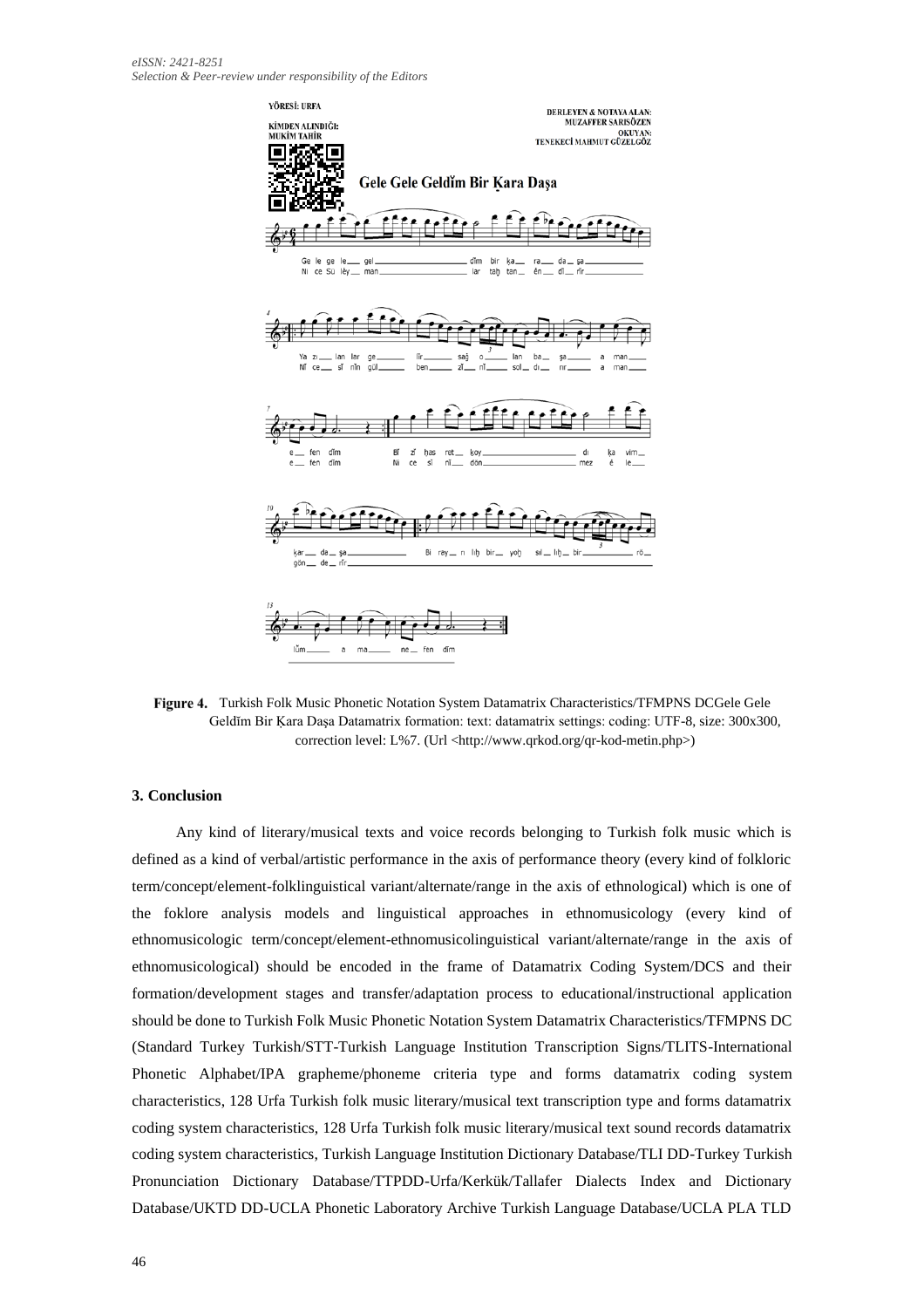**Figure 4.** Turkish Folk Music Phonetic Notation System Datamatrix Characteristics/TFMPNS DCGele Gele Geldĭm Bir Ḳara Daşa Datamatrix formation: text: datamatrix settings: coding: UTF-8, size: 300x300, correction level: L%7. (Url <http://www.qrkod.org/qr-kod-metin.php>)

### 3. Conclusion

Any kind of literary/musical texts and voice records belonging to Turkish folk music which is defined as a kind of verbal/artistic performance in the axis of performance theory (every kind of folkloric term/concept/element-folklinguistical variant/alternate/range in the axis of ethnological) which is one of the foklore analysis models and linguistical approaches in ethnomusicology (every kind of ethnomusicologic term/concept/element-ethnomusicolinguistical variant/alternate/range in the axis of ethnomusicological) should be encoded in the frame of Datamatrix Coding System/DCS and their formation/development stages and transfer/adaptation process to educational/instructional application should be done to Turkish Folk Music Phonetic Notation System Datamatrix Characteristics/TFMPNS DC (Standard Turkey Turkish/STT-Turkish Language Institution Transcription Signs/TLITS-International Phonetic Alphabet/IPA grapheme/phoneme criteria type and forms datamatrix coding system characteristics, 128 Urfa Turkish folk music literary/musical text transcription type and forms datamatrix coding system characteristics, 128 Urfa Turkish folk music literary/musical text sound records datamatrix coding system characteristics, Turkish Language Institution Dictionary Database/TLI DD-Turkey Turkish Pronunciation Dictionary Database/TTPDD-Urfa/Kerkük/Tallafer Dialects Index and Dictionary Database/UKTD DD-UCLA Phonetic Laboratory Archive Turkish Language Database/UCLA PLA TLD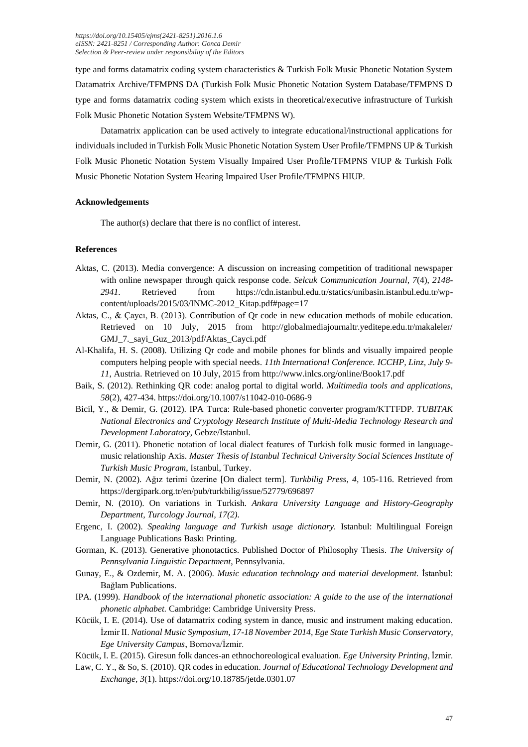type and forms datamatrix coding system characteristics & Turkish Folk Music Phonetic Notation System Datamatrix Archive/TFMPNS DA (Turkish Folk Music Phonetic Notation System Database/TFMPNS D type and forms datamatrix coding system which exists in theoretical/executive infrastructure of Turkish Folk Music Phonetic Notation System Website/TFMPNS W).

Datamatrix application can be used actively to integrate educational/instructional applications for individuals included in Turkish Folk Music Phonetic Notation System User Profile/TFMPNS UP & Turkish Folk Music Phonetic Notation System Visually Impaired User Profile/TFMPNS VIUP & Turkish Folk Music Phonetic Notation System Hearing Impaired User Profile/TFMPNS HIUP.

**Acknowledgements**

The author(s) declare that there is no conflict of interest.

**References**

Aktas, C. (2013). Media convergence: A discussion on increasing competition of traditional newspaper with online newspaper through quick response code. *Selcuk Communication Journal, 7*(4), *2148-2941*. Retrieved from https://cdn.istanbul.edu.tr/statics/unibasin.istanbul.edu.tr/wp-content/uploads/2015/03/INMC-2012_Kitap.pdf#page=17

Aktas, C., & Çaycı, B. (2013). Contribution of Qr code in new education methods of mobile education. Retrieved on 10 July, 2015 from http://globalmediajournaltr.yeditepe.edu.tr/makaleler/GMJ_7._sayi_Guz_2013/pdf/Aktas_Cayci.pdf

Al-Khalifa, H. S. (2008). Utilizing Qr code and mobile phones for blinds and visually impaired people computers helping people with special needs. *11th International Conference. ICCHP, Linz, July 9-11*, Austria. Retrieved on 10 July, 2015 from http://www.inlcs.org/online/Book17.pdf

Baik, S. (2012). Rethinking QR code: analog portal to digital world. *Multimedia tools and applications, 58*(2), 427-434. https://doi.org/10.1007/s11042-010-0686-9

Bicil, Y., & Demir, G. (2012). IPA Turca: Rule-based phonetic converter program/KTTFDP. *TUBITAK National Electronics and Cryptology Research Institute of Multi-Media Technology Research and Development Laboratory*, Gebze/Istanbul.

Demir, G. (2011). Phonetic notation of local dialect features of Turkish folk music formed in language-music relationship Axis. *Master Thesis of Istanbul Technical University Social Sciences Institute of Turkish Music Program*, Istanbul, Turkey.

Demir, N. (2002). Ağız terimi üzerine [On dialect term]. *Turkbilig Press*, *4*, 105-116. Retrieved from https://dergipark.org.tr/en/pub/turkbilig/issue/52779/696897

Demir, N. (2010). On variations in Turkish. *Ankara University Language and History-Geography Department, Turcology Journal, 17(2).*

Ergenc, I. (2002). *Speaking language and Turkish usage dictionary.* Istanbul: Multilingual Foreign Language Publications Baskı Printing.

Gorman, K. (2013). Generative phonotactics. Published Doctor of Philosophy Thesis. *The University of Pennsylvania Linguistic Department*, Pennsylvania.

Gunay, E., & Ozdemir, M. A. (2006). *Music education technology and material development.* İstanbul: Bağlam Publications.

IPA. (1999). *Handbook of the international phonetic association: A guide to the use of the international phonetic alphabet.* Cambridge: Cambridge University Press.

Kücük, I. E. (2014). Use of datamatrix coding system in dance, music and instrument making education. İzmir II. *National Music Symposium, 17-18 November 2014, Ege State Turkish Music Conservatory, Ege University Campus*, Bornova/İzmir.

Kücük, I. E. (2015). Giresun folk dances-an ethnochoreological evaluation. *Ege University Printing*, İzmir.

Law, C. Y., & So, S. (2010). QR codes in education. *Journal of Educational Technology Development and Exchange, 3*(1). https://doi.org/10.18785/jetde.0301.07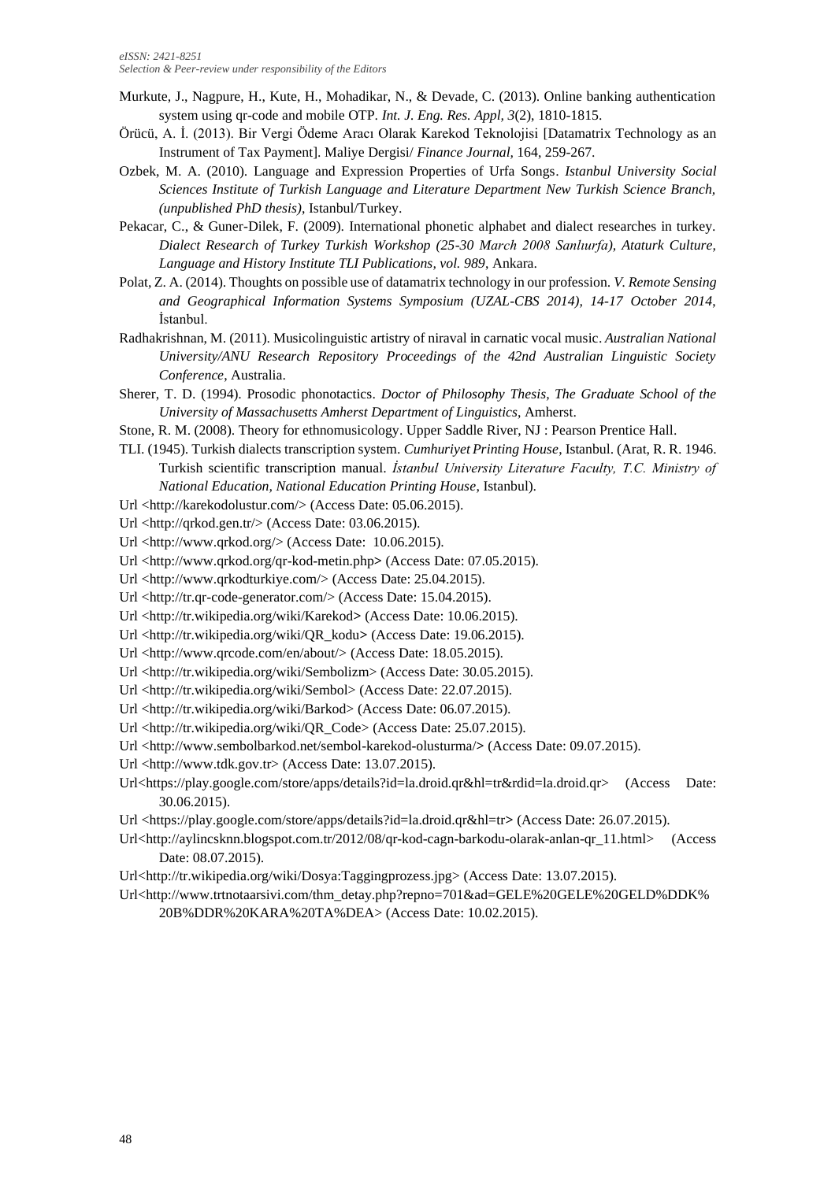Murkute, J., Nagpure, H., Kute, H., Mohadikar, N., & Devade, C. (2013). Online banking authentication system using qr-code and mobile OTP. *Int. J. Eng. Res. Appl, 3*(2), 1810-1815.

Örücü, A. İ. (2013). Bir Vergi Ödeme Aracı Olarak Karekod Teknolojisi [Datamatrix Technology as an Instrument of Tax Payment]. Maliye Dergisi/ *Finance Journal*, 164, 259-267.

Ozbek, M. A. (2010). Language and Expression Properties of Urfa Songs. *Istanbul University Social Sciences Institute of Turkish Language and Literature Department New Turkish Science Branch, (unpublished PhD thesis)*, Istanbul/Turkey.

Pekacar, C., & Guner-Dilek, F. (2009). International phonetic alphabet and dialect researches in turkey. *Dialect Research of Turkey Turkish Workshop (25-30 March 2008 Sanlıurfa), Ataturk Culture, Language and History Institute TLI Publications, vol. 989*, Ankara.

Polat, Z. A. (2014). Thoughts on possible use of datamatrix technology in our profession. *V. Remote Sensing and Geographical Information Systems Symposium (UZAL-CBS 2014), 14-17 October 2014*, İstanbul.

Radhakrishnan, M. (2011). Musicolinguistic artistry of niraval in carnatic vocal music. *Australian National University/ANU Research Repository Proceedings of the 42nd Australian Linguistic Society Conference*, Australia.

Sherer, T. D. (1994). Prosodic phonotactics. *Doctor of Philosophy Thesis, The Graduate School of the University of Massachusetts Amherst Department of Linguistics*, Amherst.

Stone, R. M. (2008). Theory for ethnomusicology. Upper Saddle River, NJ : Pearson Prentice Hall.

TLI. (1945). Turkish dialects transcription system. *Cumhuriyet Printing House*, Istanbul. (Arat, R. R. 1946. Turkish scientific transcription manual. *İstanbul University Literature Faculty, T.C. Ministry of National Education, National Education Printing House*, Istanbul).

Url <http://karekodolustur.com/> (Access Date: 05.06.2015).

Url <http://qrkod.gen.tr/> (Access Date: 03.06.2015).

Url <http://www.qrkod.org/> (Access Date: 10.06.2015).

Url <http://www.qrkod.org/qr-kod-metin.php> (Access Date: 07.05.2015).

Url <http://www.qrkodturkiye.com/> (Access Date: 25.04.2015).

Url <http://tr.qr-code-generator.com/> (Access Date: 15.04.2015).

Url <http://tr.wikipedia.org/wiki/Karekod> (Access Date: 10.06.2015).

Url <http://tr.wikipedia.org/wiki/QR_kodu> (Access Date: 19.06.2015).

Url <http://www.qrcode.com/en/about/> (Access Date: 18.05.2015).

Url <http://tr.wikipedia.org/wiki/Sembolizm> (Access Date: 30.05.2015).

Url <http://tr.wikipedia.org/wiki/Sembol> (Access Date: 22.07.2015).

Url <http://tr.wikipedia.org/wiki/Barkod> (Access Date: 06.07.2015).

Url <http://tr.wikipedia.org/wiki/QR_Code> (Access Date: 25.07.2015).

Url <http://www.sembolbarkod.net/sembol-karekod-olusturma/> (Access Date: 09.07.2015).

Url <http://www.tdk.gov.tr> (Access Date: 13.07.2015).

Url<https://play.google.com/store/apps/details?id=la.droid.qr&hl=tr&rdid=la.droid.qr> (Access Date: 30.06.2015).

Url <https://play.google.com/store/apps/details?id=la.droid.qr&hl=tr> (Access Date: 26.07.2015).

Url<http://aylincsknn.blogspot.com.tr/2012/08/qr-kod-cagn-barkodu-olarak-anlan-qr_11.html> (Access Date: 08.07.2015).

Url<http://tr.wikipedia.org/wiki/Dosya:Taggingprozess.jpg> (Access Date: 13.07.2015).

Url<http://www.trtnotaarsivi.com/thm_detay.php?repno=701&ad=GELE%20GELE%20GELD%DDK%20B%DDR%20KARA%20TA%DEA> (Access Date: 10.02.2015).